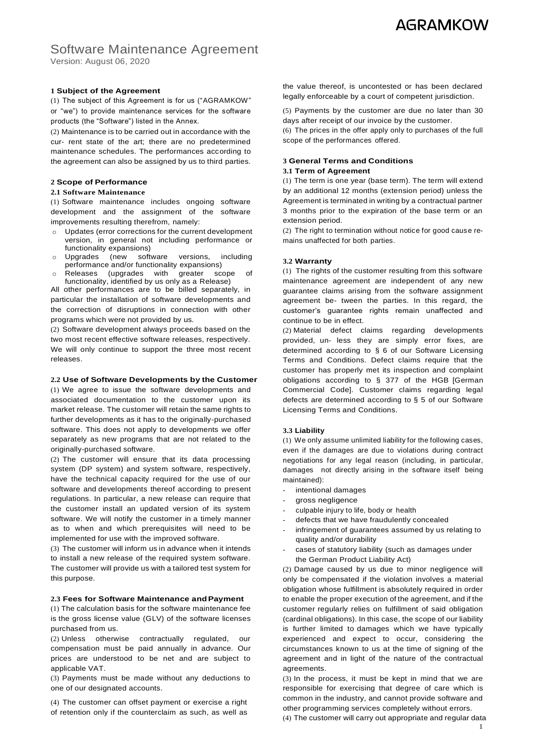AGRAMKOW

# Software Maintenance Agreement

Version: August 06, 2020

## 1 Subject of the Agreement

(1) The subject of this Agreement is for us ("AGRAMKOW" or "we") to provide maintenance services for the software products (the "Software") listed in the Annex.

(2) Maintenance is to be carried out in accordance with the cur- rent state of the art; there are no predetermined maintenance schedules. The performances according to the agreement can also be assigned by us to third parties.

## 2 Scope of Performance

### 2.1 Software Maintenance

(1) Software maintenance includes ongoing software development and the assignment of the software improvements resulting therefrom, namely:

- Updates (error corrections for the current development version, in general not including performance or functionality expansions)
- Upgrades (new software versions, including performance and/or functionality expansions)
- Releases (upgrades with greater scope of functionality, identified by us only as a Release)

All other performances are to be billed separately, in particular the installation of software developments and the correction of disruptions in connection with other programs which were not provided by us.

(2) Software development always proceeds based on the two most recent effective software releases, respectively. We will only continue to support the three most recent releases.

### 2.2 Use of Software Developments by the Customer

(1) We agree to issue the software developments and associated documentation to the customer upon its market release. The customer will retain the same rights to further developments as it has to the originally-purchased software. This does not apply to developments we offer separately as new programs that are not related to the originally-purchased software.

(2) The customer will ensure that its data processing system (DP system) and system software, respectively, have the technical capacity required for the use of our software and developments thereof according to present regulations. In particular, a new release can require that the customer install an updated version of its system software. We will notify the customer in a timely manner as to when and which prerequisites will need to be implemented for use with the improved software.

(3) The customer will inform us in advance when it intends to install a new release of the required system software. The customer will provide us with a tailored test system for this purpose.

### 2.3 Fees for Software Maintenance and Payment

(1) The calculation basis for the software maintenance fee is the gross license value (GLV) of the software licenses purchased from us.

(2) Unless otherwise contractually regulated, our compensation must be paid annually in advance. Our prices are understood to be net and are subject to applicable VAT.

(3) Payments must be made without any deductions to one of our designated accounts.

(4) The customer can offset payment or exercise a right of retention only if the counterclaim as such, as well as the value thereof, is uncontested or has been declared legally enforceable by a court of competent jurisdiction.

(5) Payments by the customer are due no later than 30 days after receipt of our invoice by the customer.

(6) The prices in the offer apply only to purchases of the full scope of the performances offered.

## 3 General Terms and Conditions

### 3.1 Term of Agreement

(1) The term is one year (base term). The term will extend by an additional 12 months (extension period) unless the Agreement is terminated in writing by a contractual partner 3 months prior to the expiration of the base term or an extension period.

(2) The right to termination without notice for good cause re- mains unaffected for both parties.

### 3.2 Warranty

(1) The rights of the customer resulting from this software maintenance agreement are independent of any new guarantee claims arising from the software assignment agreement be- tween the parties. In this regard, the customer's guarantee rights remain unaffected and continue to be in effect.

(2) Material defect claims regarding developments provided, un- less they are simply error fixes, are determined according to § 6 of our Software Licensing Terms and Conditions. Defect claims require that the customer has properly met its inspection and complaint obligations according to § 377 of the HGB [German Commercial Code]. Customer claims regarding legal defects are determined according to § 5 of our Software Licensing Terms and Conditions.

### 3.3 Liability

(1) We only assume unlimited liability for the following cases, even if the damages are due to violations during contract negotiations for any legal reason (including, in particular, damages not directly arising in the software itself being maintained):

- intentional damages
- gross negligence
- culpable injury to life, body or health
- defects that we have fraudulently concealed
- infringement of guarantees assumed by us relating to quality and/or durability
- cases of statutory liability (such as damages under the German Product Liability Act)

(2) Damage caused by us due to minor negligence will only be compensated if the violation involves a material obligation whose fulfillment is absolutely required in order to enable the proper execution of the agreement, and if the customer regularly relies on fulfillment of said obligation (cardinal obligations). In this case, the scope of our liability is further limited to damages which we have typically experienced and expect to occur, considering the circumstances known to us at the time of signing of the agreement and in light of the nature of the contractual agreements.

(3) In the process, it must be kept in mind that we are responsible for exercising that degree of care which is common in the industry, and cannot provide software and other programming services completely without errors.

(4) The customer will carry out appropriate and regular data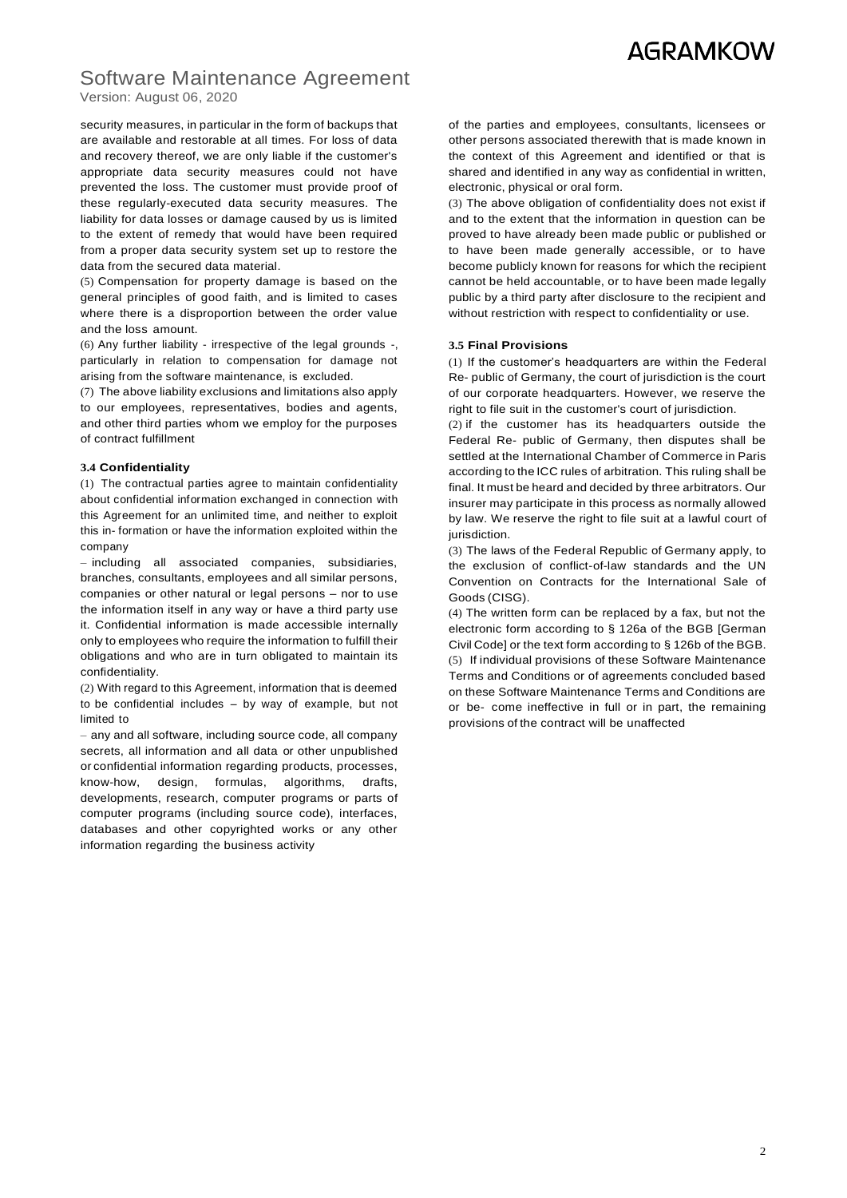security measures, in particular in the form of backups that are available and restorable at all times. For loss of data and recovery thereof, we are only liable if the customer's appropriate data security measures could not have prevented the loss. The customer must provide proof of these regularly-executed data security measures. The liability for data losses or damage caused by us is limited to the extent of remedy that would have been required from a proper data security system set up to restore the data from the secured data material.

(5) Compensation for property damage is based on the general principles of good faith, and is limited to cases where there is a disproportion between the order value and the loss amount.

(6) Any further liability - irrespective of the legal grounds -, particularly in relation to compensation for damage not arising from the software maintenance, is excluded.

(7) The above liability exclusions and limitations also apply to our employees, representatives, bodies and agents, and other third parties whom we employ for the purposes of contract fulfillment

### 3.4 Confidentiality

(1) The contractual parties agree to maintain confidentiality about confidential information exchanged in connection with this Agreement for an unlimited time, and neither to exploit this in- formation or have the information exploited within the company

– including all associated companies, subsidiaries, branches, consultants, employees and all similar persons, companies or other natural or legal persons – nor to use the information itself in any way or have a third party use it. Confidential information is made accessible internally only to employees who require the information to fulfill their obligations and who are in turn obligated to maintain its confidentiality.

(2) With regard to this Agreement, information that is deemed to be confidential includes – by way of example, but not limited to

– any and all software, including source code, all company secrets, all information and all data or other unpublished or confidential information regarding products, processes, know-how, design, formulas, algorithms, drafts, developments, research, computer programs or parts of computer programs (including source code), interfaces, databases and other copyrighted works or any other information regarding the business activity of the parties and employees, consultants, licensees or other persons associated therewith that is made known in the context of this Agreement and identified or that is shared and identified in any way as confidential in written, electronic, physical or oral form.

(3) The above obligation of confidentiality does not exist if and to the extent that the information in question can be proved to have already been made public or published or to have been made generally accessible, or to have become publicly known for reasons for which the recipient cannot be held accountable, or to have been made legally public by a third party after disclosure to the recipient and without restriction with respect to confidentiality or use.

### 3.5 Final Provisions

(1) If the customer's headquarters are within the Federal Re- public of Germany, the court of jurisdiction is the court of our corporate headquarters. However, we reserve the right to file suit in the customer's court of jurisdiction.

(2) if the customer has its headquarters outside the Federal Re- public of Germany, then disputes shall be settled at the International Chamber of Commerce in Paris according to the ICC rules of arbitration. This ruling shall be final. It must be heard and decided by three arbitrators. Our insurer may participate in this process as normally allowed by law. We reserve the right to file suit at a lawful court of jurisdiction.

(3) The laws of the Federal Republic of Germany apply, to the exclusion of conflict-of-law standards and the UN Convention on Contracts for the International Sale of Goods (CISG).

(4) The written form can be replaced by a fax, but not the electronic form according to § 126a of the BGB [German Civil Code] or the text form according to § 126b of the BGB.

(5) If individual provisions of these Software Maintenance Terms and Conditions or of agreements concluded based on these Software Maintenance Terms and Conditions are or be- come ineffective in full or in part, the remaining provisions of the contract will be unaffected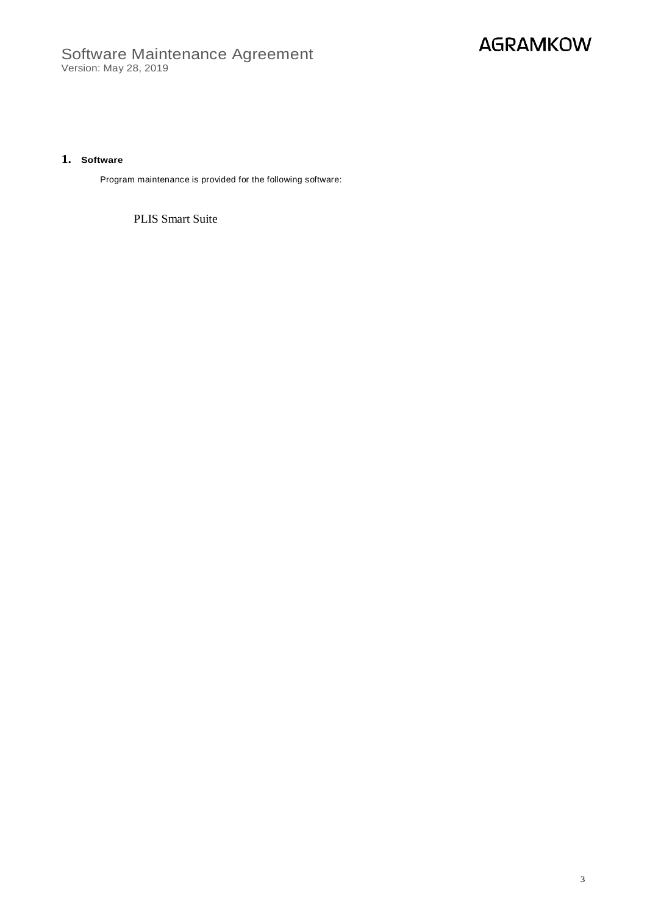## 1. Software

Program maintenance is provided for the following software:

PLIS Smart Suite